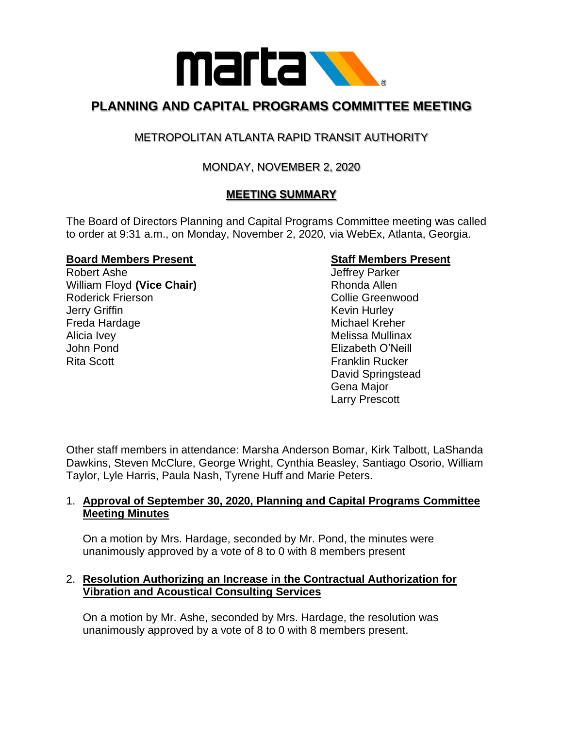# PLANNING AND CAPITAL PROGRAMS COMMITTEE MEETING

## METROPOLITAN ATLANTA RAPID TRANSIT AUTHORITY

## MONDAY, NOVEMBER 2, 2020

## MEETING SUMMARY

The Board of Directors Planning and Capital Programs Committee meeting was called to order at 9:31 a.m., on Monday, November 2, 2020, via WebEx, Atlanta, Georgia.

**Board Members Present**

Robert Ashe
William Floyd **(Vice Chair)**
Roderick Frierson
Jerry Griffin
Freda Hardage
Alicia Ivey
John Pond
Rita Scott

**Staff Members Present**

Jeffrey Parker
Rhonda Allen
Collie Greenwood
Kevin Hurley
Michael Kreher
Melissa Mullinax
Elizabeth O'Neill
Franklin Rucker
David Springstead
Gena Major
Larry Prescott

Other staff members in attendance: Marsha Anderson Bomar, Kirk Talbott, LaShanda Dawkins, Steven McClure, George Wright, Cynthia Beasley, Santiago Osorio, William Taylor, Lyle Harris, Paula Nash, Tyrene Huff and Marie Peters.

1. **Approval of September 30, 2020, Planning and Capital Programs Committee Meeting Minutes**

   On a motion by Mrs. Hardage, seconded by Mr. Pond, the minutes were unanimously approved by a vote of 8 to 0 with 8 members present

2. **Resolution Authorizing an Increase in the Contractual Authorization for Vibration and Acoustical Consulting Services**

   On a motion by Mr. Ashe, seconded by Mrs. Hardage, the resolution was unanimously approved by a vote of 8 to 0 with 8 members present.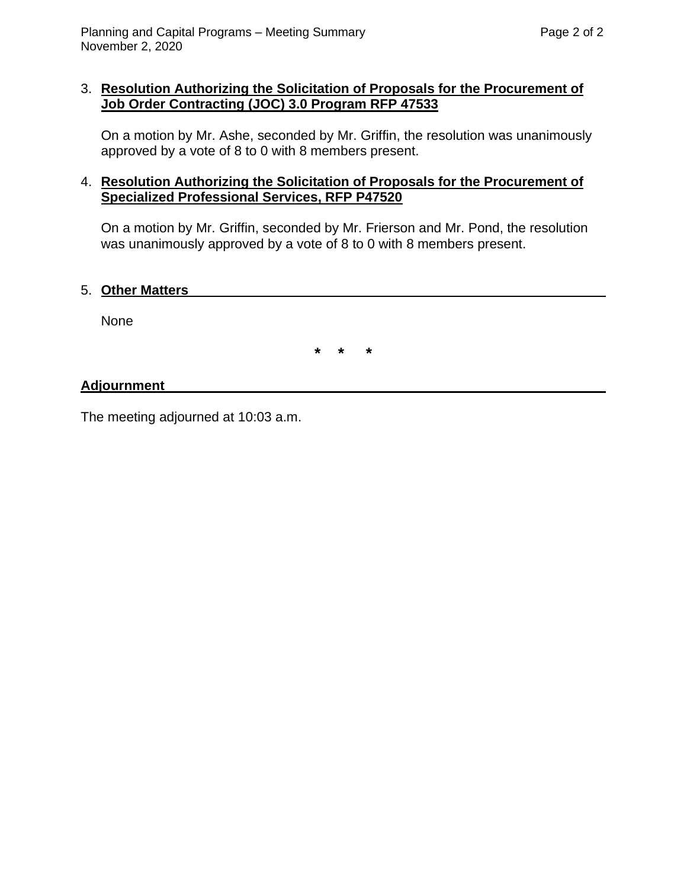3. **Resolution Authorizing the Solicitation of Proposals for the Procurement of Job Order Contracting (JOC) 3.0 Program RFP 47533**

   On a motion by Mr. Ashe, seconded by Mr. Griffin, the resolution was unanimously approved by a vote of 8 to 0 with 8 members present.

4. **Resolution Authorizing the Solicitation of Proposals for the Procurement of Specialized Professional Services, RFP P47520**

   On a motion by Mr. Griffin, seconded by Mr. Frierson and Mr. Pond, the resolution was unanimously approved by a vote of 8 to 0 with 8 members present.

5. **Other Matters**

   None

\*   \*   \*

**Adjournment**

The meeting adjourned at 10:03 a.m.